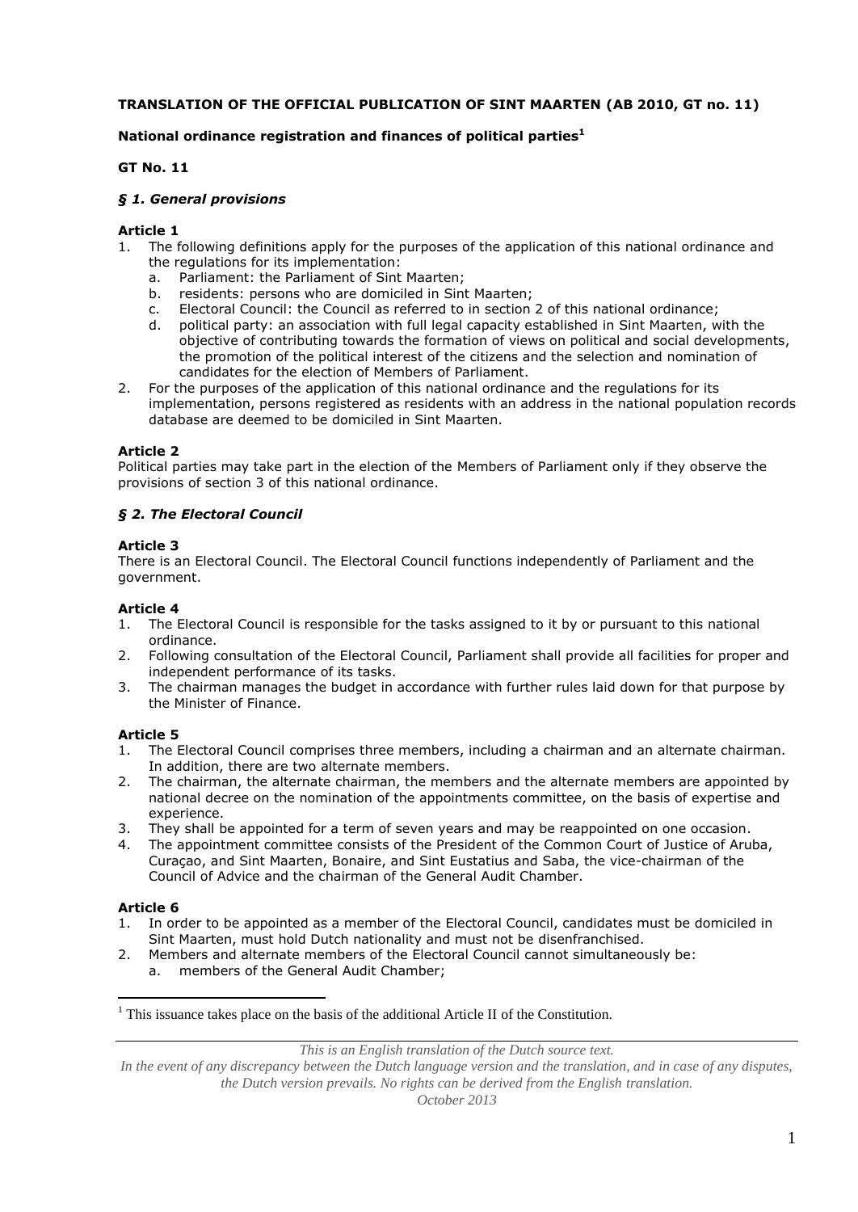**TRANSLATION OF THE OFFICIAL PUBLICATION OF SINT MAARTEN (AB 2010, GT no. 11)**

**National ordinance registration and finances of political parties[1]**

**GT No. 11**

### *§ 1. General provisions*

**Article 1**

1. The following definitions apply for the purposes of the application of this national ordinance and the regulations for its implementation:
   a. Parliament: the Parliament of Sint Maarten;
   b. residents: persons who are domiciled in Sint Maarten;
   c. Electoral Council: the Council as referred to in section 2 of this national ordinance;
   d. political party: an association with full legal capacity established in Sint Maarten, with the objective of contributing towards the formation of views on political and social developments, the promotion of the political interest of the citizens and the selection and nomination of candidates for the election of Members of Parliament.
2. For the purposes of the application of this national ordinance and the regulations for its implementation, persons registered as residents with an address in the national population records database are deemed to be domiciled in Sint Maarten.

**Article 2**

Political parties may take part in the election of the Members of Parliament only if they observe the provisions of section 3 of this national ordinance.

### *§ 2. The Electoral Council*

**Article 3**

There is an Electoral Council. The Electoral Council functions independently of Parliament and the government.

**Article 4**

1. The Electoral Council is responsible for the tasks assigned to it by or pursuant to this national ordinance.
2. Following consultation of the Electoral Council, Parliament shall provide all facilities for proper and independent performance of its tasks.
3. The chairman manages the budget in accordance with further rules laid down for that purpose by the Minister of Finance.

**Article 5**

1. The Electoral Council comprises three members, including a chairman and an alternate chairman. In addition, there are two alternate members.
2. The chairman, the alternate chairman, the members and the alternate members are appointed by national decree on the nomination of the appointments committee, on the basis of expertise and experience.
3. They shall be appointed for a term of seven years and may be reappointed on one occasion.
4. The appointment committee consists of the President of the Common Court of Justice of Aruba, Curaçao, and Sint Maarten, Bonaire, and Sint Eustatius and Saba, the vice-chairman of the Council of Advice and the chairman of the General Audit Chamber.

**Article 6**

1. In order to be appointed as a member of the Electoral Council, candidates must be domiciled in Sint Maarten, must hold Dutch nationality and must not be disenfranchised.
2. Members and alternate members of the Electoral Council cannot simultaneously be:
   a. members of the General Audit Chamber;

---

[1] This issuance takes place on the basis of the additional Article II of the Constitution.

*This is an English translation of the Dutch source text.*
*In the event of any discrepancy between the Dutch language version and the translation, and in case of any disputes, the Dutch version prevails. No rights can be derived from the English translation.*
*October 2013*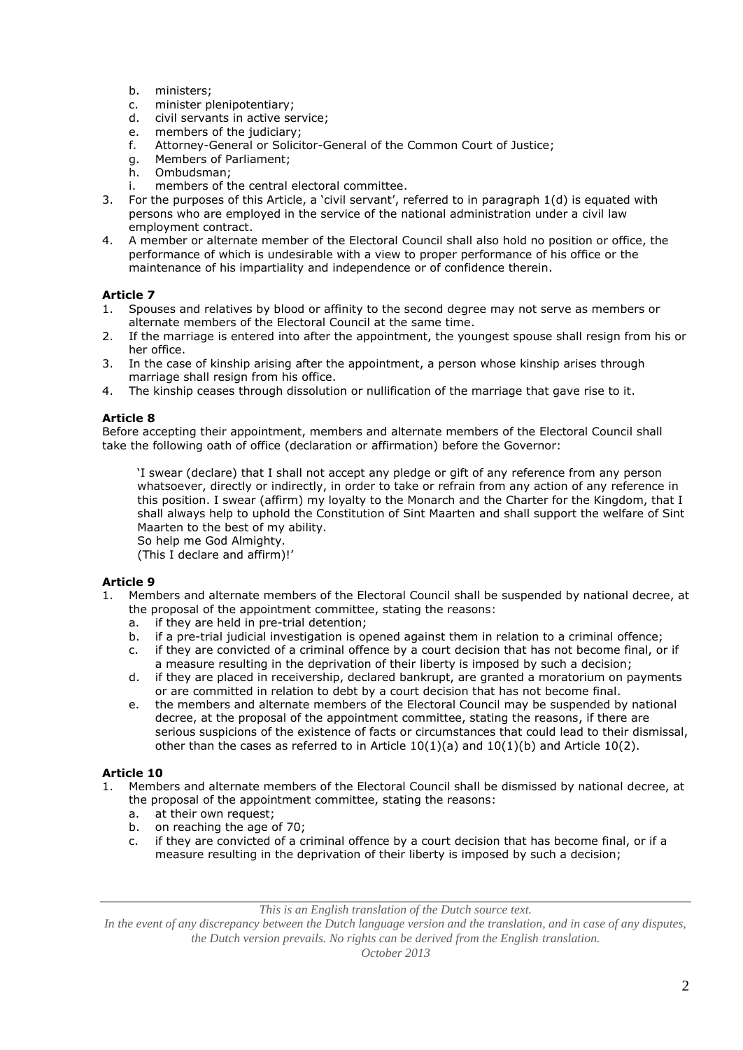b. ministers;
c. minister plenipotentiary;
d. civil servants in active service;
e. members of the judiciary;
f. Attorney-General or Solicitor-General of the Common Court of Justice;
g. Members of Parliament;
h. Ombudsman;
i. members of the central electoral committee.

3. For the purposes of this Article, a 'civil servant', referred to in paragraph 1(d) is equated with persons who are employed in the service of the national administration under a civil law employment contract.
4. A member or alternate member of the Electoral Council shall also hold no position or office, the performance of which is undesirable with a view to proper performance of his office or the maintenance of his impartiality and independence or of confidence therein.

**Article 7**

1. Spouses and relatives by blood or affinity to the second degree may not serve as members or alternate members of the Electoral Council at the same time.
2. If the marriage is entered into after the appointment, the youngest spouse shall resign from his or her office.
3. In the case of kinship arising after the appointment, a person whose kinship arises through marriage shall resign from his office.
4. The kinship ceases through dissolution or nullification of the marriage that gave rise to it.

**Article 8**

Before accepting their appointment, members and alternate members of the Electoral Council shall take the following oath of office (declaration or affirmation) before the Governor:

> 'I swear (declare) that I shall not accept any pledge or gift of any reference from any person whatsoever, directly or indirectly, in order to take or refrain from any action of any reference in this position. I swear (affirm) my loyalty to the Monarch and the Charter for the Kingdom, that I shall always help to uphold the Constitution of Sint Maarten and shall support the welfare of Sint Maarten to the best of my ability.
> So help me God Almighty.
> (This I declare and affirm)!'

**Article 9**

1. Members and alternate members of the Electoral Council shall be suspended by national decree, at the proposal of the appointment committee, stating the reasons:
   a. if they are held in pre-trial detention;
   b. if a pre-trial judicial investigation is opened against them in relation to a criminal offence;
   c. if they are convicted of a criminal offence by a court decision that has not become final, or if a measure resulting in the deprivation of their liberty is imposed by such a decision;
   d. if they are placed in receivership, declared bankrupt, are granted a moratorium on payments or are committed in relation to debt by a court decision that has not become final.
   e. the members and alternate members of the Electoral Council may be suspended by national decree, at the proposal of the appointment committee, stating the reasons, if there are serious suspicions of the existence of facts or circumstances that could lead to their dismissal, other than the cases as referred to in Article 10(1)(a) and 10(1)(b) and Article 10(2).

**Article 10**

1. Members and alternate members of the Electoral Council shall be dismissed by national decree, at the proposal of the appointment committee, stating the reasons:
   a. at their own request;
   b. on reaching the age of 70;
   c. if they are convicted of a criminal offence by a court decision that has become final, or if a measure resulting in the deprivation of their liberty is imposed by such a decision;

*This is an English translation of the Dutch source text.*
*In the event of any discrepancy between the Dutch language version and the translation, and in case of any disputes, the Dutch version prevails. No rights can be derived from the English translation.*
*October 2013*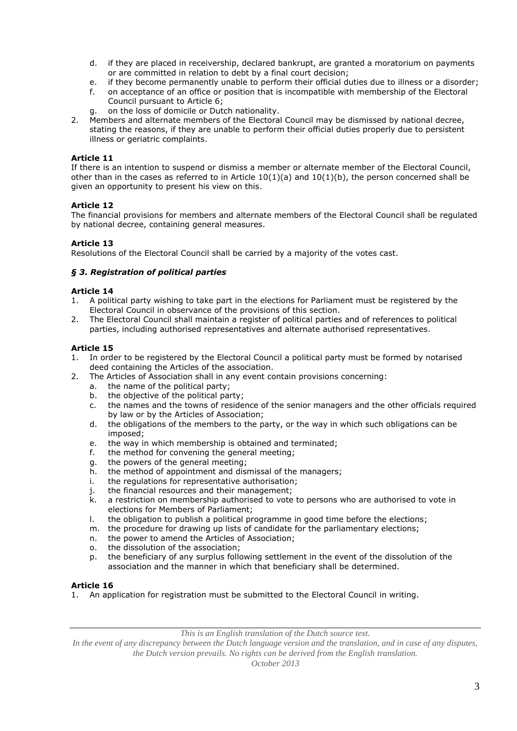d. if they are placed in receivership, declared bankrupt, are granted a moratorium on payments or are committed in relation to debt by a final court decision;
e. if they become permanently unable to perform their official duties due to illness or a disorder;
f. on acceptance of an office or position that is incompatible with membership of the Electoral Council pursuant to Article 6;
g. on the loss of domicile or Dutch nationality.

2. Members and alternate members of the Electoral Council may be dismissed by national decree, stating the reasons, if they are unable to perform their official duties properly due to persistent illness or geriatric complaints.

**Article 11**

If there is an intention to suspend or dismiss a member or alternate member of the Electoral Council, other than in the cases as referred to in Article 10(1)(a) and 10(1)(b), the person concerned shall be given an opportunity to present his view on this.

**Article 12**

The financial provisions for members and alternate members of the Electoral Council shall be regulated by national decree, containing general measures.

**Article 13**

Resolutions of the Electoral Council shall be carried by a majority of the votes cast.

***§ 3. Registration of political parties***

**Article 14**

1. A political party wishing to take part in the elections for Parliament must be registered by the Electoral Council in observance of the provisions of this section.
2. The Electoral Council shall maintain a register of political parties and of references to political parties, including authorised representatives and alternate authorised representatives.

**Article 15**

1. In order to be registered by the Electoral Council a political party must be formed by notarised deed containing the Articles of the association.
2. The Articles of Association shall in any event contain provisions concerning:
   a. the name of the political party;
   b. the objective of the political party;
   c. the names and the towns of residence of the senior managers and the other officials required by law or by the Articles of Association;
   d. the obligations of the members to the party, or the way in which such obligations can be imposed;
   e. the way in which membership is obtained and terminated;
   f. the method for convening the general meeting;
   g. the powers of the general meeting;
   h. the method of appointment and dismissal of the managers;
   i. the regulations for representative authorisation;
   j. the financial resources and their management;
   k. a restriction on membership authorised to vote to persons who are authorised to vote in elections for Members of Parliament;
   l. the obligation to publish a political programme in good time before the elections;
   m. the procedure for drawing up lists of candidate for the parliamentary elections;
   n. the power to amend the Articles of Association;
   o. the dissolution of the association;
   p. the beneficiary of any surplus following settlement in the event of the dissolution of the association and the manner in which that beneficiary shall be determined.

**Article 16**

1. An application for registration must be submitted to the Electoral Council in writing.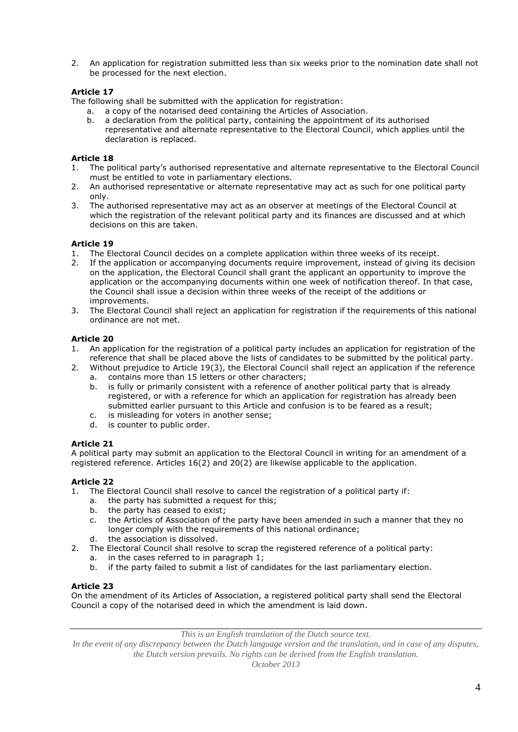2. An application for registration submitted less than six weeks prior to the nomination date shall not be processed for the next election.

**Article 17**

The following shall be submitted with the application for registration:

a. a copy of the notarised deed containing the Articles of Association.
b. a declaration from the political party, containing the appointment of its authorised representative and alternate representative to the Electoral Council, which applies until the declaration is replaced.

**Article 18**

1. The political party's authorised representative and alternate representative to the Electoral Council must be entitled to vote in parliamentary elections.
2. An authorised representative or alternate representative may act as such for one political party only.
3. The authorised representative may act as an observer at meetings of the Electoral Council at which the registration of the relevant political party and its finances are discussed and at which decisions on this are taken.

**Article 19**

1. The Electoral Council decides on a complete application within three weeks of its receipt.
2. If the application or accompanying documents require improvement, instead of giving its decision on the application, the Electoral Council shall grant the applicant an opportunity to improve the application or the accompanying documents within one week of notification thereof. In that case, the Council shall issue a decision within three weeks of the receipt of the additions or improvements.
3. The Electoral Council shall reject an application for registration if the requirements of this national ordinance are not met.

**Article 20**

1. An application for the registration of a political party includes an application for registration of the reference that shall be placed above the lists of candidates to be submitted by the political party.
2. Without prejudice to Article 19(3), the Electoral Council shall reject an application if the reference
   a. contains more than 15 letters or other characters;
   b. is fully or primarily consistent with a reference of another political party that is already registered, or with a reference for which an application for registration has already been submitted earlier pursuant to this Article and confusion is to be feared as a result;
   c. is misleading for voters in another sense;
   d. is counter to public order.

**Article 21**

A political party may submit an application to the Electoral Council in writing for an amendment of a registered reference. Articles 16(2) and 20(2) are likewise applicable to the application.

**Article 22**

1. The Electoral Council shall resolve to cancel the registration of a political party if:
   a. the party has submitted a request for this;
   b. the party has ceased to exist;
   c. the Articles of Association of the party have been amended in such a manner that they no longer comply with the requirements of this national ordinance;
   d. the association is dissolved.
2. The Electoral Council shall resolve to scrap the registered reference of a political party:
   a. in the cases referred to in paragraph 1;
   b. if the party failed to submit a list of candidates for the last parliamentary election.

**Article 23**

On the amendment of its Articles of Association, a registered political party shall send the Electoral Council a copy of the notarised deed in which the amendment is laid down.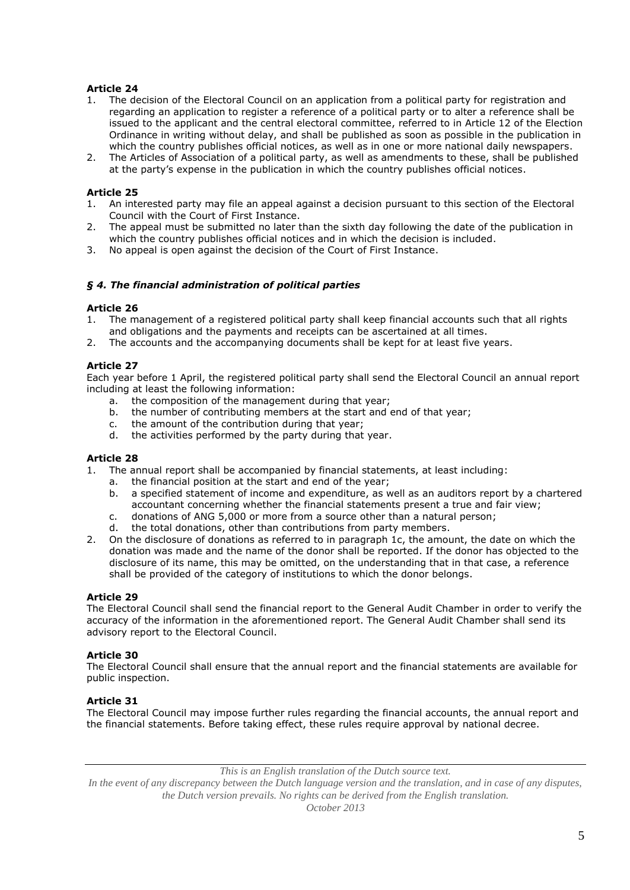**Article 24**

1. The decision of the Electoral Council on an application from a political party for registration and regarding an application to register a reference of a political party or to alter a reference shall be issued to the applicant and the central electoral committee, referred to in Article 12 of the Election Ordinance in writing without delay, and shall be published as soon as possible in the publication in which the country publishes official notices, as well as in one or more national daily newspapers.
2. The Articles of Association of a political party, as well as amendments to these, shall be published at the party's expense in the publication in which the country publishes official notices.

**Article 25**

1. An interested party may file an appeal against a decision pursuant to this section of the Electoral Council with the Court of First Instance.
2. The appeal must be submitted no later than the sixth day following the date of the publication in which the country publishes official notices and in which the decision is included.
3. No appeal is open against the decision of the Court of First Instance.

***§ 4. The financial administration of political parties***

**Article 26**

1. The management of a registered political party shall keep financial accounts such that all rights and obligations and the payments and receipts can be ascertained at all times.
2. The accounts and the accompanying documents shall be kept for at least five years.

**Article 27**

Each year before 1 April, the registered political party shall send the Electoral Council an annual report including at least the following information:

a. the composition of the management during that year;
b. the number of contributing members at the start and end of that year;
c. the amount of the contribution during that year;
d. the activities performed by the party during that year.

**Article 28**

1. The annual report shall be accompanied by financial statements, at least including:
   a. the financial position at the start and end of the year;
   b. a specified statement of income and expenditure, as well as an auditors report by a chartered accountant concerning whether the financial statements present a true and fair view;
   c. donations of ANG 5,000 or more from a source other than a natural person;
   d. the total donations, other than contributions from party members.
2. On the disclosure of donations as referred to in paragraph 1c, the amount, the date on which the donation was made and the name of the donor shall be reported. If the donor has objected to the disclosure of its name, this may be omitted, on the understanding that in that case, a reference shall be provided of the category of institutions to which the donor belongs.

**Article 29**

The Electoral Council shall send the financial report to the General Audit Chamber in order to verify the accuracy of the information in the aforementioned report. The General Audit Chamber shall send its advisory report to the Electoral Council.

**Article 30**

The Electoral Council shall ensure that the annual report and the financial statements are available for public inspection.

**Article 31**

The Electoral Council may impose further rules regarding the financial accounts, the annual report and the financial statements. Before taking effect, these rules require approval by national decree.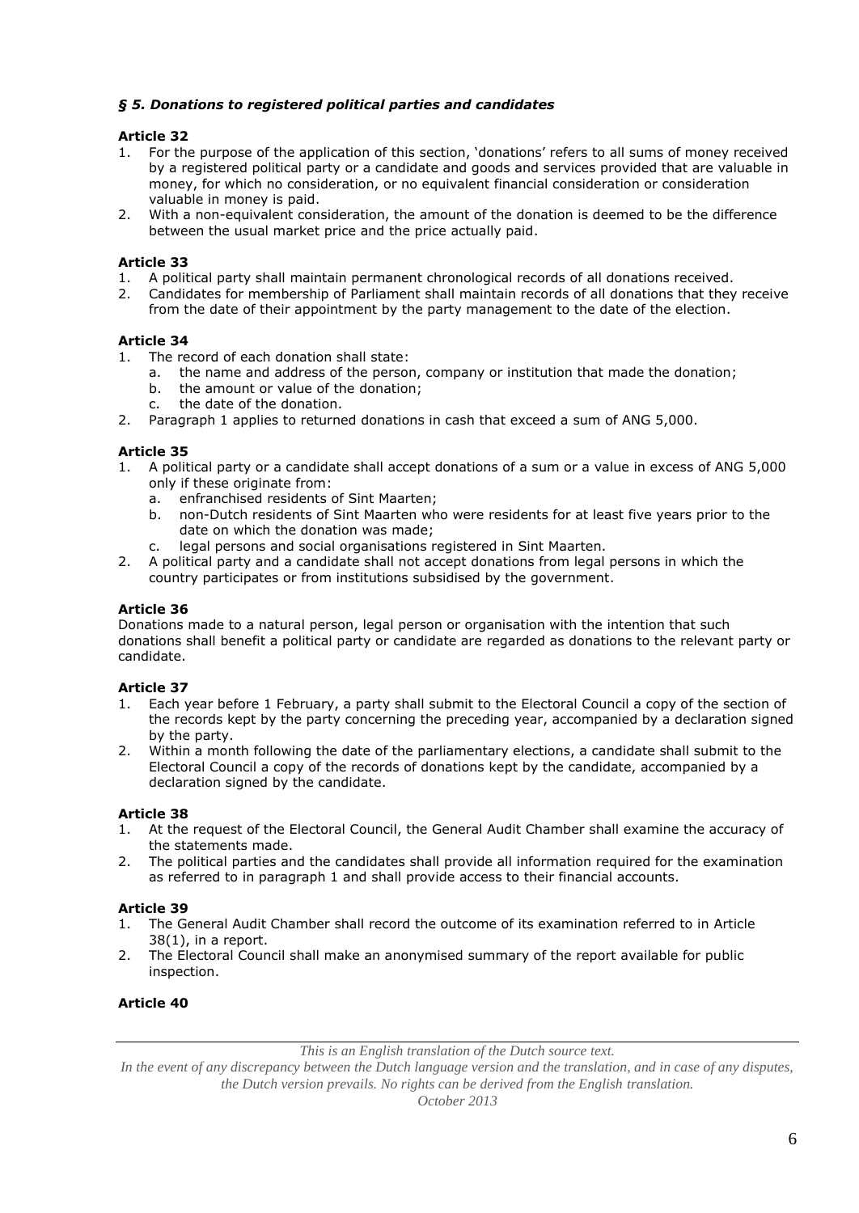### *§ 5. Donations to registered political parties and candidates*

**Article 32**

1. For the purpose of the application of this section, 'donations' refers to all sums of money received by a registered political party or a candidate and goods and services provided that are valuable in money, for which no consideration, or no equivalent financial consideration or consideration valuable in money is paid.
2. With a non-equivalent consideration, the amount of the donation is deemed to be the difference between the usual market price and the price actually paid.

**Article 33**

1. A political party shall maintain permanent chronological records of all donations received.
2. Candidates for membership of Parliament shall maintain records of all donations that they receive from the date of their appointment by the party management to the date of the election.

**Article 34**

1. The record of each donation shall state:
   a. the name and address of the person, company or institution that made the donation;
   b. the amount or value of the donation;
   c. the date of the donation.
2. Paragraph 1 applies to returned donations in cash that exceed a sum of ANG 5,000.

**Article 35**

1. A political party or a candidate shall accept donations of a sum or a value in excess of ANG 5,000 only if these originate from:
   a. enfranchised residents of Sint Maarten;
   b. non-Dutch residents of Sint Maarten who were residents for at least five years prior to the date on which the donation was made;
   c. legal persons and social organisations registered in Sint Maarten.
2. A political party and a candidate shall not accept donations from legal persons in which the country participates or from institutions subsidised by the government.

**Article 36**

Donations made to a natural person, legal person or organisation with the intention that such donations shall benefit a political party or candidate are regarded as donations to the relevant party or candidate.

**Article 37**

1. Each year before 1 February, a party shall submit to the Electoral Council a copy of the section of the records kept by the party concerning the preceding year, accompanied by a declaration signed by the party.
2. Within a month following the date of the parliamentary elections, a candidate shall submit to the Electoral Council a copy of the records of donations kept by the candidate, accompanied by a declaration signed by the candidate.

**Article 38**

1. At the request of the Electoral Council, the General Audit Chamber shall examine the accuracy of the statements made.
2. The political parties and the candidates shall provide all information required for the examination as referred to in paragraph 1 and shall provide access to their financial accounts.

**Article 39**

1. The General Audit Chamber shall record the outcome of its examination referred to in Article 38(1), in a report.
2. The Electoral Council shall make an anonymised summary of the report available for public inspection.

**Article 40**

*This is an English translation of the Dutch source text.*
*In the event of any discrepancy between the Dutch language version and the translation, and in case of any disputes, the Dutch version prevails. No rights can be derived from the English translation.*
*October 2013*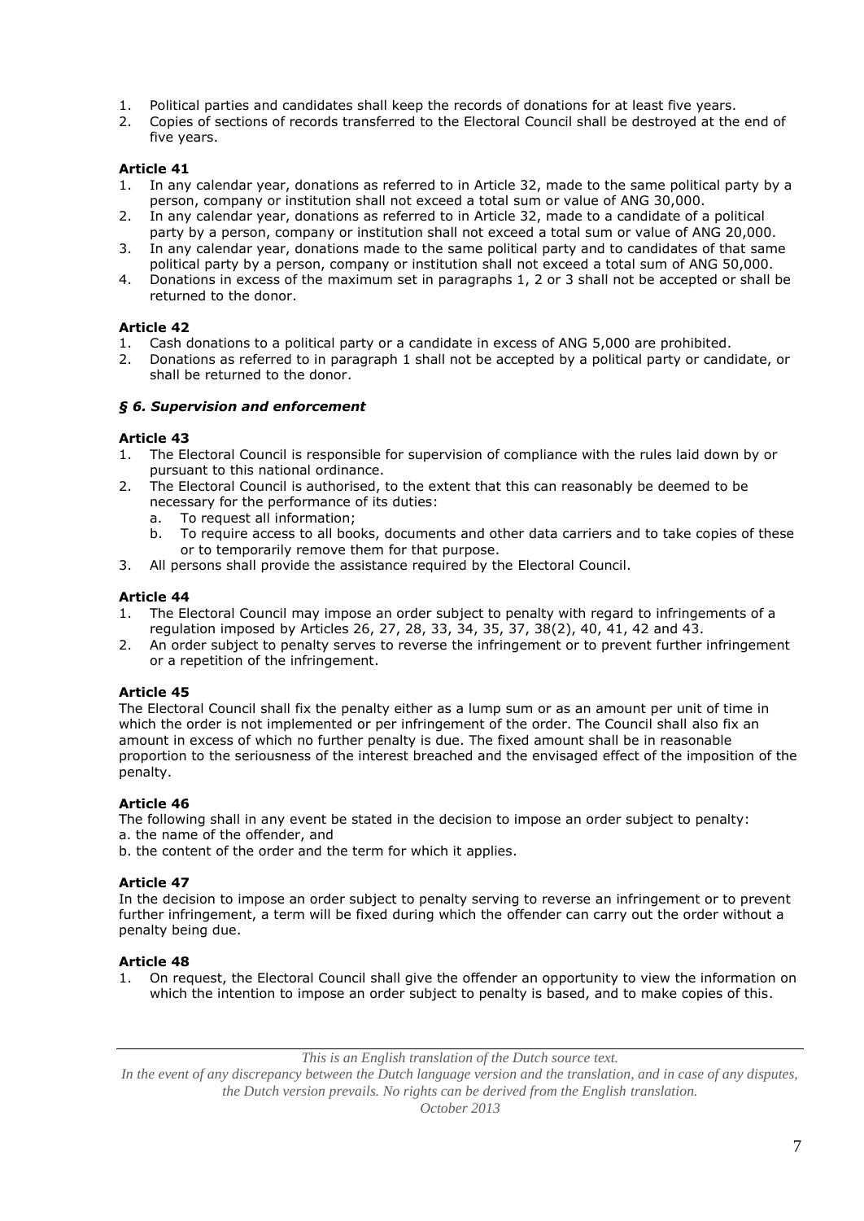1. Political parties and candidates shall keep the records of donations for at least five years.
2. Copies of sections of records transferred to the Electoral Council shall be destroyed at the end of five years.

**Article 41**

1. In any calendar year, donations as referred to in Article 32, made to the same political party by a person, company or institution shall not exceed a total sum or value of ANG 30,000.
2. In any calendar year, donations as referred to in Article 32, made to a candidate of a political party by a person, company or institution shall not exceed a total sum or value of ANG 20,000.
3. In any calendar year, donations made to the same political party and to candidates of that same political party by a person, company or institution shall not exceed a total sum of ANG 50,000.
4. Donations in excess of the maximum set in paragraphs 1, 2 or 3 shall not be accepted or shall be returned to the donor.

**Article 42**

1. Cash donations to a political party or a candidate in excess of ANG 5,000 are prohibited.
2. Donations as referred to in paragraph 1 shall not be accepted by a political party or candidate, or shall be returned to the donor.

***§ 6. Supervision and enforcement***

**Article 43**

1. The Electoral Council is responsible for supervision of compliance with the rules laid down by or pursuant to this national ordinance.
2. The Electoral Council is authorised, to the extent that this can reasonably be deemed to be necessary for the performance of its duties:
   a. To request all information;
   b. To require access to all books, documents and other data carriers and to take copies of these or to temporarily remove them for that purpose.
3. All persons shall provide the assistance required by the Electoral Council.

**Article 44**

1. The Electoral Council may impose an order subject to penalty with regard to infringements of a regulation imposed by Articles 26, 27, 28, 33, 34, 35, 37, 38(2), 40, 41, 42 and 43.
2. An order subject to penalty serves to reverse the infringement or to prevent further infringement or a repetition of the infringement.

**Article 45**

The Electoral Council shall fix the penalty either as a lump sum or as an amount per unit of time in which the order is not implemented or per infringement of the order. The Council shall also fix an amount in excess of which no further penalty is due. The fixed amount shall be in reasonable proportion to the seriousness of the interest breached and the envisaged effect of the imposition of the penalty.

**Article 46**

The following shall in any event be stated in the decision to impose an order subject to penalty:
a. the name of the offender, and
b. the content of the order and the term for which it applies.

**Article 47**

In the decision to impose an order subject to penalty serving to reverse an infringement or to prevent further infringement, a term will be fixed during which the offender can carry out the order without a penalty being due.

**Article 48**

1. On request, the Electoral Council shall give the offender an opportunity to view the information on which the intention to impose an order subject to penalty is based, and to make copies of this.

*This is an English translation of the Dutch source text.*
*In the event of any discrepancy between the Dutch language version and the translation, and in case of any disputes, the Dutch version prevails. No rights can be derived from the English translation.*
*October 2013*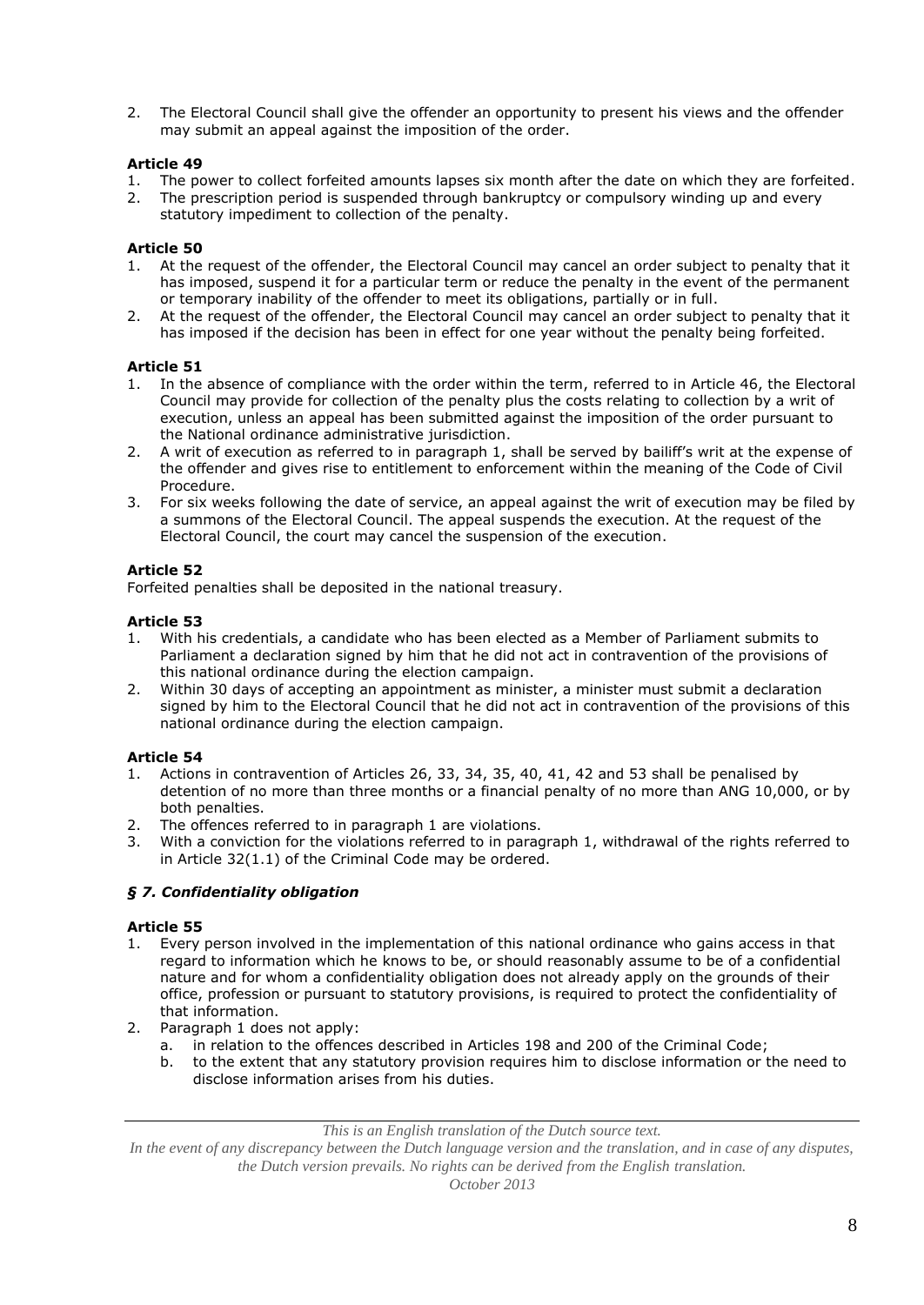2. The Electoral Council shall give the offender an opportunity to present his views and the offender may submit an appeal against the imposition of the order.

**Article 49**

1. The power to collect forfeited amounts lapses six month after the date on which they are forfeited.
2. The prescription period is suspended through bankruptcy or compulsory winding up and every statutory impediment to collection of the penalty.

**Article 50**

1. At the request of the offender, the Electoral Council may cancel an order subject to penalty that it has imposed, suspend it for a particular term or reduce the penalty in the event of the permanent or temporary inability of the offender to meet its obligations, partially or in full.
2. At the request of the offender, the Electoral Council may cancel an order subject to penalty that it has imposed if the decision has been in effect for one year without the penalty being forfeited.

**Article 51**

1. In the absence of compliance with the order within the term, referred to in Article 46, the Electoral Council may provide for collection of the penalty plus the costs relating to collection by a writ of execution, unless an appeal has been submitted against the imposition of the order pursuant to the National ordinance administrative jurisdiction.
2. A writ of execution as referred to in paragraph 1, shall be served by bailiff's writ at the expense of the offender and gives rise to entitlement to enforcement within the meaning of the Code of Civil Procedure.
3. For six weeks following the date of service, an appeal against the writ of execution may be filed by a summons of the Electoral Council. The appeal suspends the execution. At the request of the Electoral Council, the court may cancel the suspension of the execution.

**Article 52**

Forfeited penalties shall be deposited in the national treasury.

**Article 53**

1. With his credentials, a candidate who has been elected as a Member of Parliament submits to Parliament a declaration signed by him that he did not act in contravention of the provisions of this national ordinance during the election campaign.
2. Within 30 days of accepting an appointment as minister, a minister must submit a declaration signed by him to the Electoral Council that he did not act in contravention of the provisions of this national ordinance during the election campaign.

**Article 54**

1. Actions in contravention of Articles 26, 33, 34, 35, 40, 41, 42 and 53 shall be penalised by detention of no more than three months or a financial penalty of no more than ANG 10,000, or by both penalties.
2. The offences referred to in paragraph 1 are violations.
3. With a conviction for the violations referred to in paragraph 1, withdrawal of the rights referred to in Article 32(1.1) of the Criminal Code may be ordered.

***§ 7. Confidentiality obligation***

**Article 55**

1. Every person involved in the implementation of this national ordinance who gains access in that regard to information which he knows to be, or should reasonably assume to be of a confidential nature and for whom a confidentiality obligation does not already apply on the grounds of their office, profession or pursuant to statutory provisions, is required to protect the confidentiality of that information.
2. Paragraph 1 does not apply:
   a. in relation to the offences described in Articles 198 and 200 of the Criminal Code;
   b. to the extent that any statutory provision requires him to disclose information or the need to disclose information arises from his duties.

*This is an English translation of the Dutch source text.*
*In the event of any discrepancy between the Dutch language version and the translation, and in case of any disputes, the Dutch version prevails. No rights can be derived from the English translation.*
*October 2013*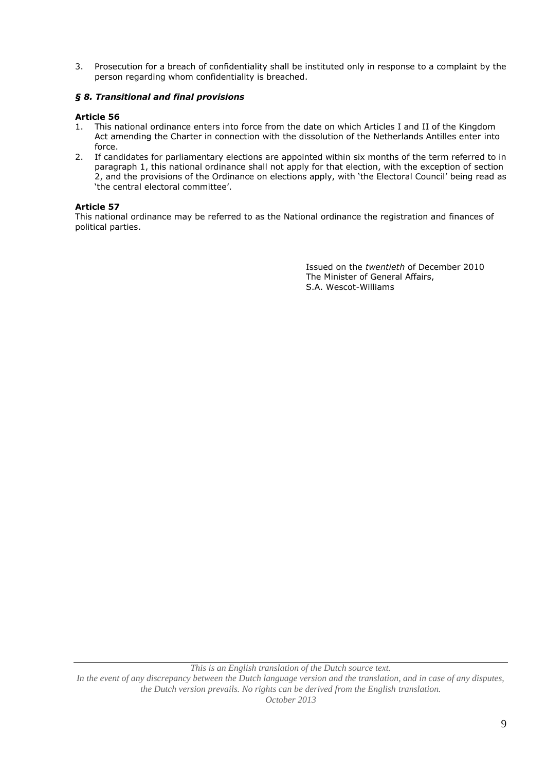3. Prosecution for a breach of confidentiality shall be instituted only in response to a complaint by the person regarding whom confidentiality is breached.

### *§ 8. Transitional and final provisions*

**Article 56**

1. This national ordinance enters into force from the date on which Articles I and II of the Kingdom Act amending the Charter in connection with the dissolution of the Netherlands Antilles enter into force.
2. If candidates for parliamentary elections are appointed within six months of the term referred to in paragraph 1, this national ordinance shall not apply for that election, with the exception of section 2, and the provisions of the Ordinance on elections apply, with 'the Electoral Council' being read as 'the central electoral committee'.

**Article 57**

This national ordinance may be referred to as the National ordinance the registration and finances of political parties.

Issued on the *twentieth* of December 2010
The Minister of General Affairs,
S.A. Wescot-Williams

*This is an English translation of the Dutch source text.*
*In the event of any discrepancy between the Dutch language version and the translation, and in case of any disputes, the Dutch version prevails. No rights can be derived from the English translation.*
*October 2013*